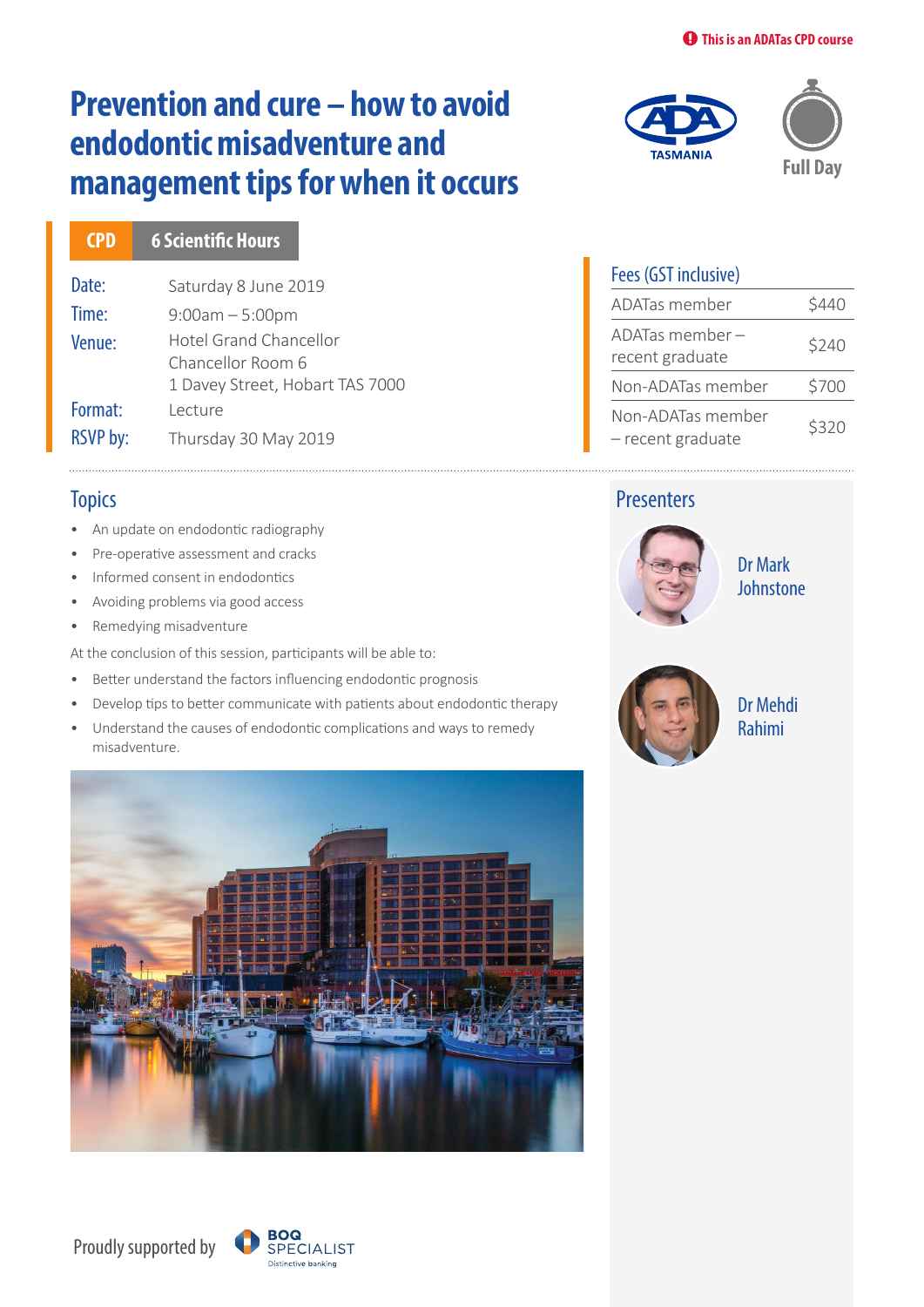**This is an ADATas CPD course**

# Prevention and cure – how to avoid endodontic misadventure and management tips for when it occurs

TASMANIA

Full Day

**CPD** | **6 Scientific Hours**

**Date:** Saturday 8 June 2019

**Time:** 9:00am – 5:00pm

**Venue:** Hotel Grand Chancellor
Chancellor Room 6
1 Davey Street, Hobart TAS 7000

**Format:** Lecture

**RSVP by:** Thursday 30 May 2019

## Fees (GST inclusive)

| | |
|---|---|
| ADATas member | $440 |
| ADATas member – recent graduate | $240 |
| Non-ADATas member | $700 |
| Non-ADATas member – recent graduate | $320 |

## Topics

- An update on endodontic radiography
- Pre-operative assessment and cracks
- Informed consent in endodontics
- Avoiding problems via good access
- Remedying misadventure

At the conclusion of this session, participants will be able to:

- Better understand the factors influencing endodontic prognosis
- Develop tips to better communicate with patients about endodontic therapy
- Understand the causes of endodontic complications and ways to remedy misadventure.

## Presenters

Dr Mark Johnstone

Dr Mehdi Rahimi

Proudly supported by BOQ SPECIALIST Distinctive banking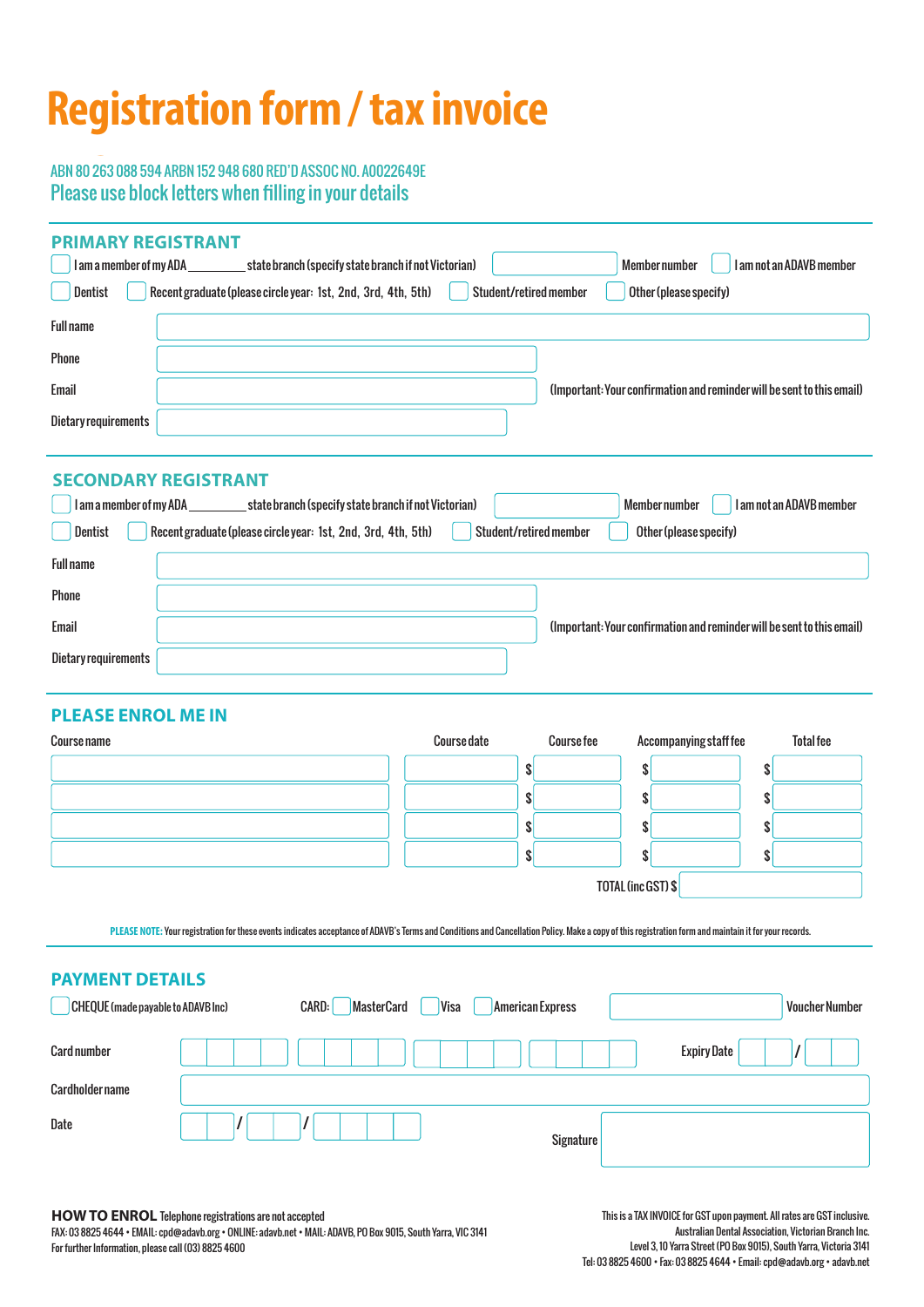# Registration form / tax invoice

ABN 80 263 088 594 ARBN 152 948 680 RED'D ASSOC NO. A0022649E

Please use block letters when filling in your details

## PRIMARY REGISTRANT

☐ I am a member of my ADA _________ state branch (specify state branch if not Victorian) ☐ Member number ☐ I am not an ADAVB member

☐ Dentist ☐ Recent graduate (please circle year: 1st, 2nd, 3rd, 4th, 5th) ☐ Student/retired member ☐ Other (please specify)

Full name

Phone

Email (Important: Your confirmation and reminder will be sent to this email)

Dietary requirements

## SECONDARY REGISTRANT

☐ I am a member of my ADA _________ state branch (specify state branch if not Victorian) ☐ Member number ☐ I am not an ADAVB member

☐ Dentist ☐ Recent graduate (please circle year: 1st, 2nd, 3rd, 4th, 5th) ☐ Student/retired member ☐ Other (please specify)

Full name

Phone

Email (Important: Your confirmation and reminder will be sent to this email)

Dietary requirements

## PLEASE ENROL ME IN

| Course name | Course date | Course fee | Accompanying staff fee | Total fee |
|---|---|---|---|---|
| | | $ | $ | $ |
| | | $ | $ | $ |
| | | $ | $ | $ |
| | | $ | $ | $ |
| | | | TOTAL (inc GST) $ | |

**PLEASE NOTE:** Your registration for these events indicates acceptance of ADAVB's Terms and Conditions and Cancellation Policy. Make a copy of this registration form and maintain it for your records.

## PAYMENT DETAILS

☐ CHEQUE (made payable to ADAVB Inc) CARD: ☐ MasterCard ☐ Visa ☐ American Express Voucher Number

Card number Expiry Date /

Cardholder name

Date / / Signature

**HOW TO ENROL** Telephone registrations are not accepted

FAX: 03 8825 4644 • EMAIL: cpd@adavb.org • ONLINE: adavb.net • MAIL: ADAVB, PO Box 9015, South Yarra, VIC 3141

For further Information, please call (03) 8825 4600

This is a TAX INVOICE for GST upon payment. All rates are GST inclusive.

Australian Dental Association, Victorian Branch Inc.

Level 3, 10 Yarra Street (PO Box 9015), South Yarra, Victoria 3141

Tel: 03 8825 4600 • Fax: 03 8825 4644 • Email: cpd@adavb.org • adavb.net